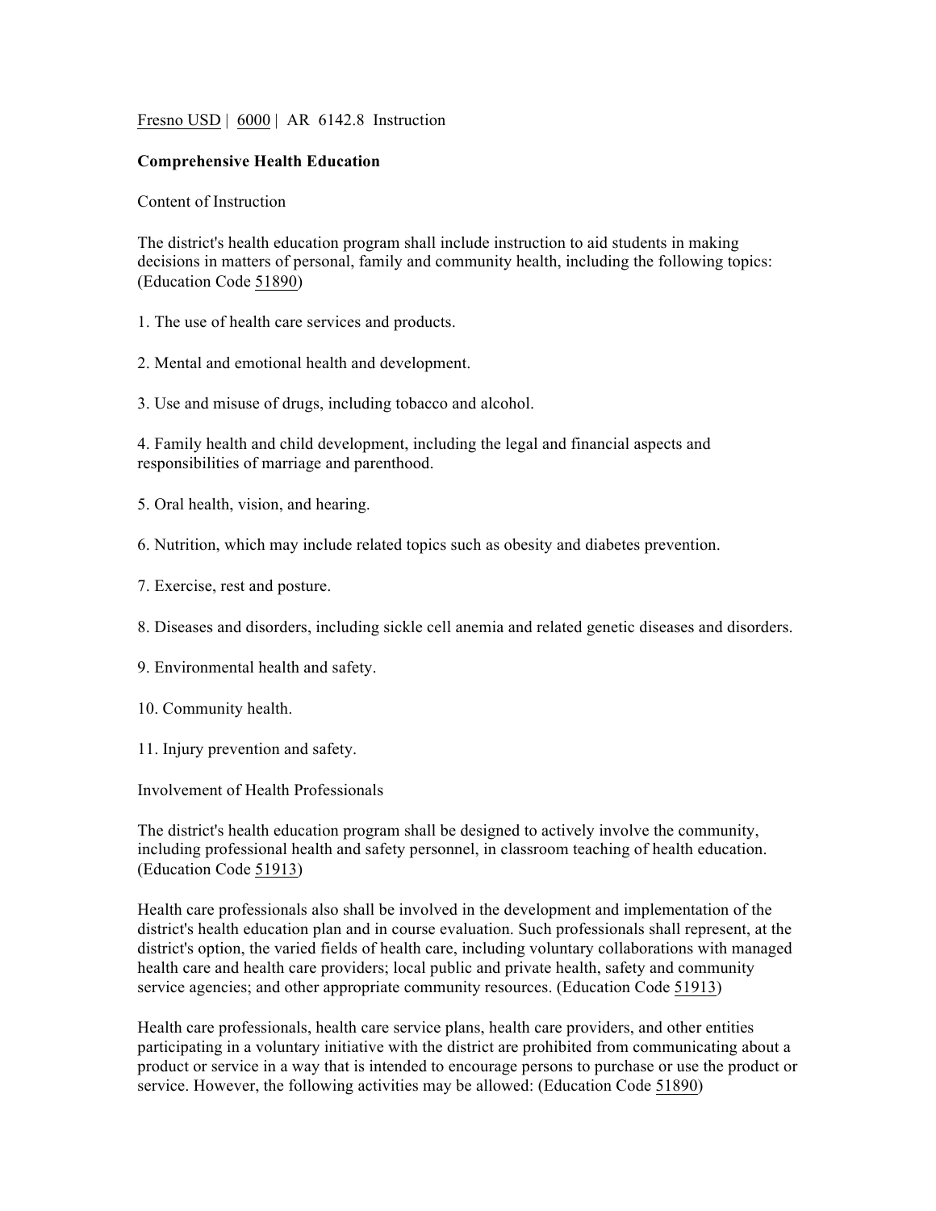Fresno USD | 6000 | AR 6142.8 Instruction

**Comprehensive Health Education**

Content of Instruction

The district's health education program shall include instruction to aid students in making decisions in matters of personal, family and community health, including the following topics: (Education Code 51890)

1. The use of health care services and products.

2. Mental and emotional health and development.

3. Use and misuse of drugs, including tobacco and alcohol.

4. Family health and child development, including the legal and financial aspects and responsibilities of marriage and parenthood.

5. Oral health, vision, and hearing.

6. Nutrition, which may include related topics such as obesity and diabetes prevention.

7. Exercise, rest and posture.

8. Diseases and disorders, including sickle cell anemia and related genetic diseases and disorders.

9. Environmental health and safety.

10. Community health.

11. Injury prevention and safety.

Involvement of Health Professionals

The district's health education program shall be designed to actively involve the community, including professional health and safety personnel, in classroom teaching of health education. (Education Code 51913)

Health care professionals also shall be involved in the development and implementation of the district's health education plan and in course evaluation. Such professionals shall represent, at the district's option, the varied fields of health care, including voluntary collaborations with managed health care and health care providers; local public and private health, safety and community service agencies; and other appropriate community resources. (Education Code 51913)

Health care professionals, health care service plans, health care providers, and other entities participating in a voluntary initiative with the district are prohibited from communicating about a product or service in a way that is intended to encourage persons to purchase or use the product or service. However, the following activities may be allowed: (Education Code 51890)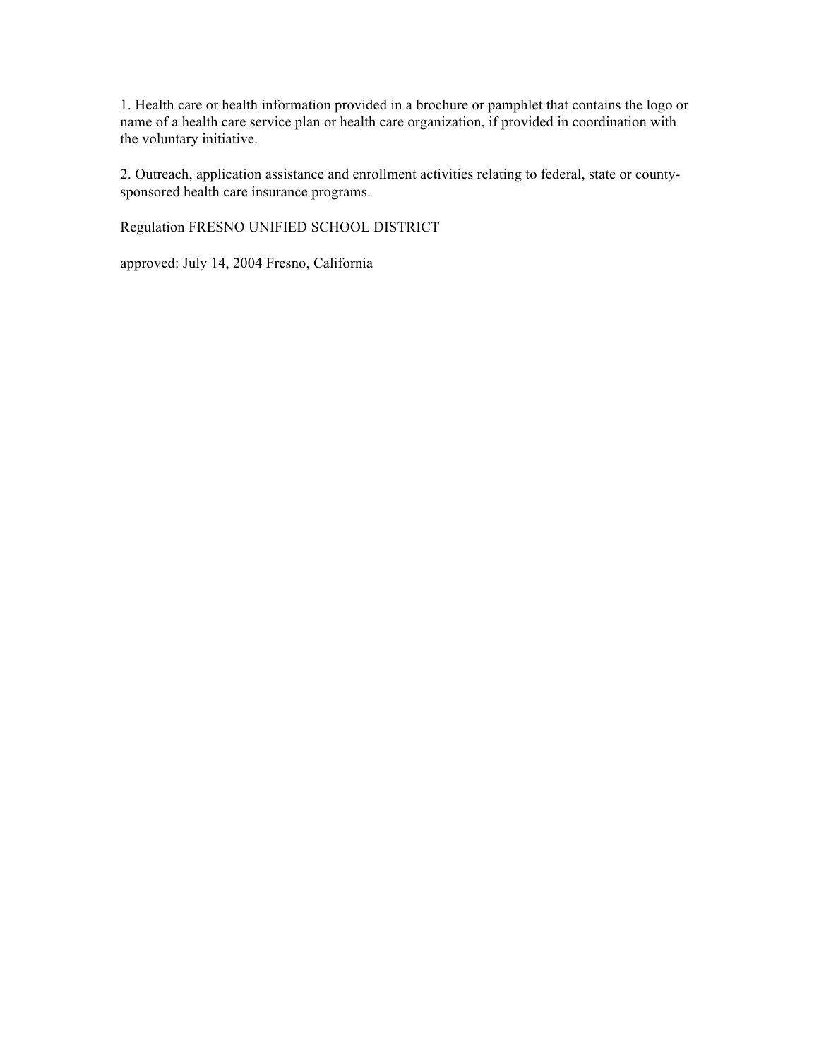1. Health care or health information provided in a brochure or pamphlet that contains the logo or name of a health care service plan or health care organization, if provided in coordination with the voluntary initiative.

2. Outreach, application assistance and enrollment activities relating to federal, state or county-sponsored health care insurance programs.

Regulation FRESNO UNIFIED SCHOOL DISTRICT

approved: July 14, 2004 Fresno, California